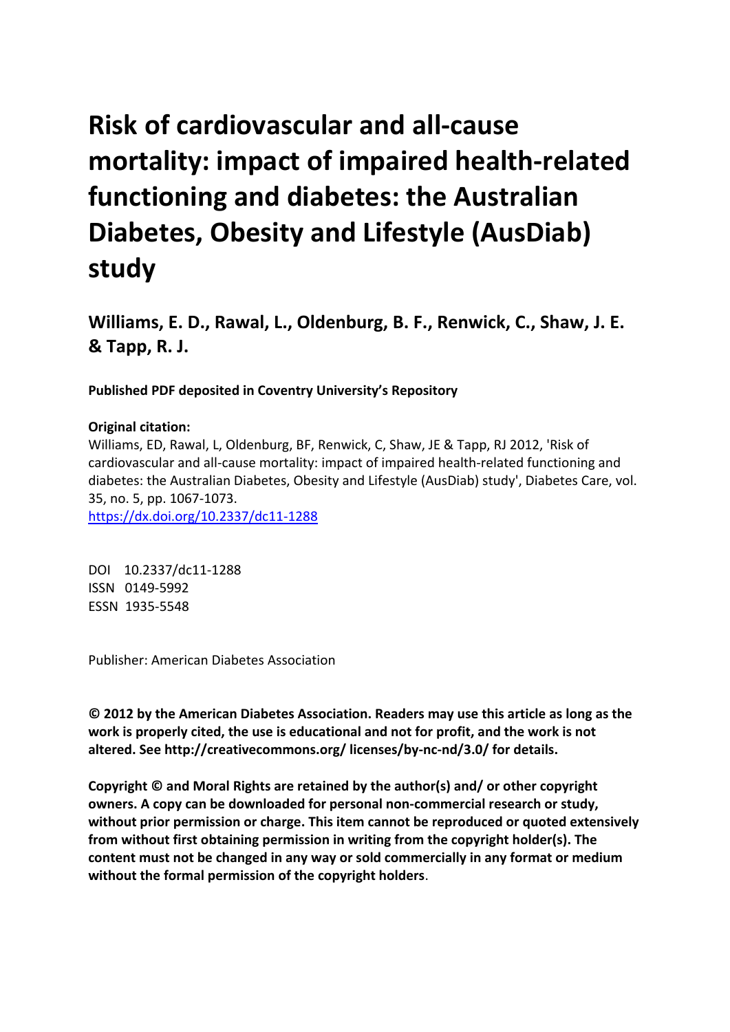# Risk of cardiovascular and all-cause mortality: impact of impaired health-related functioning and diabetes: the Australian Diabetes, Obesity and Lifestyle (AusDiab) study

**Williams, E. D., Rawal, L., Oldenburg, B. F., Renwick, C., Shaw, J. E. & Tapp, R. J.**

**Published PDF deposited in Coventry University's Repository**

**Original citation:**

Williams, ED, Rawal, L, Oldenburg, BF, Renwick, C, Shaw, JE & Tapp, RJ 2012, 'Risk of cardiovascular and all-cause mortality: impact of impaired health-related functioning and diabetes: the Australian Diabetes, Obesity and Lifestyle (AusDiab) study', Diabetes Care, vol. 35, no. 5, pp. 1067-1073.

https://dx.doi.org/10.2337/dc11-1288

DOI 10.2337/dc11-1288
ISSN 0149-5992
ESSN 1935-5548

Publisher: American Diabetes Association

**© 2012 by the American Diabetes Association. Readers may use this article as long as the work is properly cited, the use is educational and not for profit, and the work is not altered. See http://creativecommons.org/ licenses/by-nc-nd/3.0/ for details.**

**Copyright © and Moral Rights are retained by the author(s) and/ or other copyright owners. A copy can be downloaded for personal non-commercial research or study, without prior permission or charge. This item cannot be reproduced or quoted extensively from without first obtaining permission in writing from the copyright holder(s). The content must not be changed in any way or sold commercially in any format or medium without the formal permission of the copyright holders**.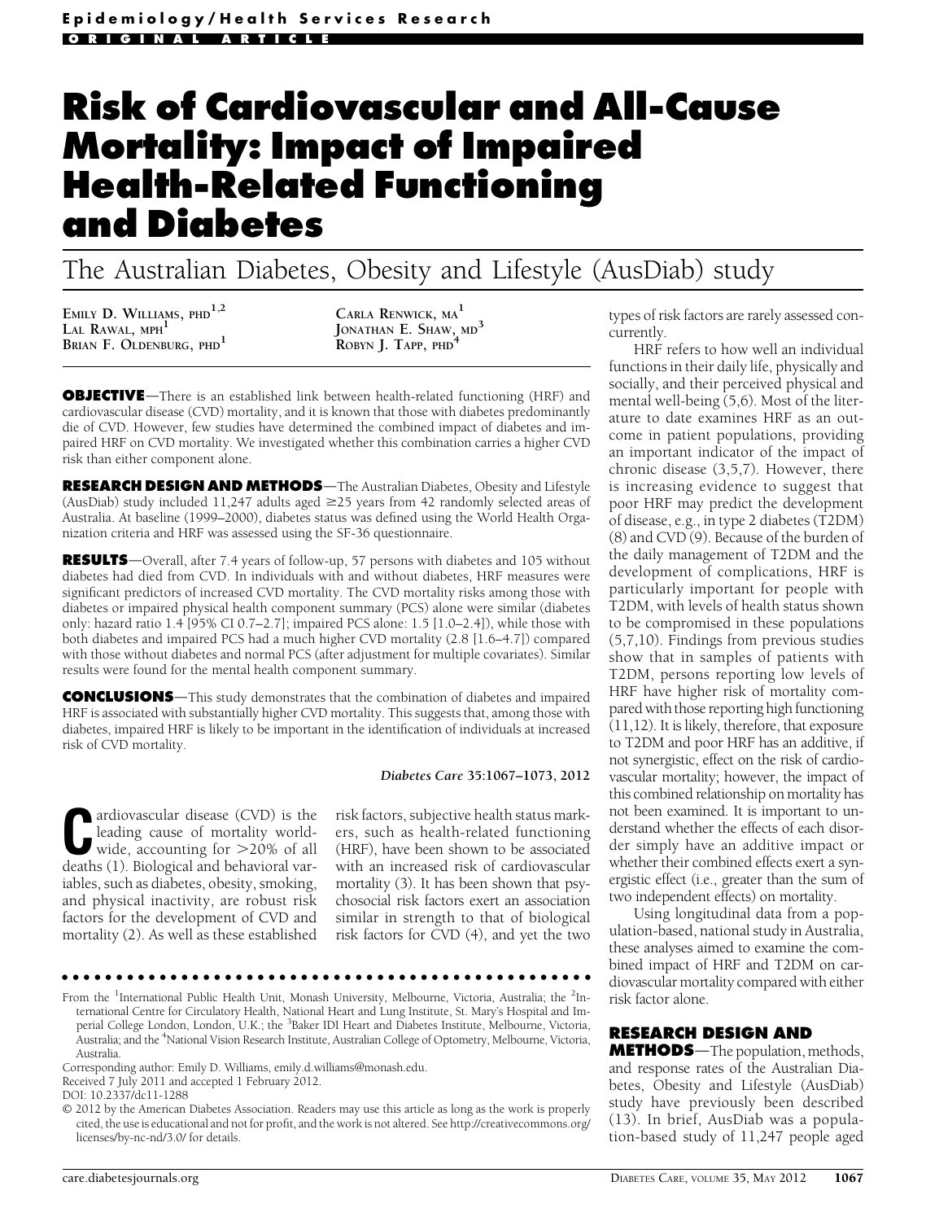**Epidemiology/Health Services Research**

ORIGINAL ARTICLE

# Risk of Cardiovascular and All-Cause Mortality: Impact of Impaired Health-Related Functioning and Diabetes

## The Australian Diabetes, Obesity and Lifestyle (AusDiab) study

EMILY D. WILLIAMS, PHD[1,2]
LAL RAWAL, MPH[1]
BRIAN F. OLDENBURG, PHD[1]
CARLA RENWICK, MA[1]
JONATHAN E. SHAW, MD[3]
ROBYN J. TAPP, PHD[4]

**OBJECTIVE**—There is an established link between health-related functioning (HRF) and cardiovascular disease (CVD) mortality, and it is known that those with diabetes predominantly die of CVD. However, few studies have determined the combined impact of diabetes and impaired HRF on CVD mortality. We investigated whether this combination carries a higher CVD risk than either component alone.

**RESEARCH DESIGN AND METHODS**—The Australian Diabetes, Obesity and Lifestyle (AusDiab) study included 11,247 adults aged ≥25 years from 42 randomly selected areas of Australia. At baseline (1999–2000), diabetes status was defined using the World Health Organization criteria and HRF was assessed using the SF-36 questionnaire.

**RESULTS**—Overall, after 7.4 years of follow-up, 57 persons with diabetes and 105 without diabetes had died from CVD. In individuals with and without diabetes, HRF measures were significant predictors of increased CVD mortality. The CVD mortality risks among those with diabetes or impaired physical health component summary (PCS) alone were similar (diabetes only: hazard ratio 1.4 [95% CI 0.7–2.7]; impaired PCS alone: 1.5 [1.0–2.4]), while those with both diabetes and impaired PCS had a much higher CVD mortality (2.8 [1.6–4.7]) compared with those without diabetes and normal PCS (after adjustment for multiple covariates). Similar results were found for the mental health component summary.

**CONCLUSIONS**—This study demonstrates that the combination of diabetes and impaired HRF is associated with substantially higher CVD mortality. This suggests that, among those with diabetes, impaired HRF is likely to be important in the identification of individuals at increased risk of CVD mortality.

*Diabetes Care* 35:1067–1073, 2012

Cardiovascular disease (CVD) is the leading cause of mortality worldwide, accounting for >20% of all deaths (1). Biological and behavioral variables, such as diabetes, obesity, smoking, and physical inactivity, are robust risk factors for the development of CVD and mortality (2). As well as these established risk factors, subjective health status markers, such as health-related functioning (HRF), have been shown to be associated with an increased risk of cardiovascular mortality (3). It has been shown that psychosocial risk factors exert an association similar in strength to that of biological risk factors for CVD (4), and yet the two types of risk factors are rarely assessed concurrently.

HRF refers to how well an individual functions in their daily life, physically and socially, and their perceived physical and mental well-being (5,6). Most of the literature to date examines HRF as an outcome in patient populations, providing an important indicator of the impact of chronic disease (3,5,7). However, there is increasing evidence to suggest that poor HRF may predict the development of disease, e.g., in type 2 diabetes (T2DM) (8) and CVD (9). Because of the burden of the daily management of T2DM and the development of complications, HRF is particularly important for people with T2DM, with levels of health status shown to be compromised in these populations (5,7,10). Findings from previous studies show that in samples of patients with T2DM, persons reporting low levels of HRF have higher risk of mortality compared with those reporting high functioning (11,12). It is likely, therefore, that exposure to T2DM and poor HRF has an additive, if not synergistic, effect on the risk of cardiovascular mortality; however, the impact of this combined relationship on mortality has not been examined. It is important to understand whether the effects of each disorder simply have an additive impact or whether their combined effects exert a synergistic effect (i.e., greater than the sum of two independent effects) on mortality.

Using longitudinal data from a population-based, national study in Australia, these analyses aimed to examine the combined impact of HRF and T2DM on cardiovascular mortality compared with either risk factor alone.

## RESEARCH DESIGN AND METHODS

The population, methods, and response rates of the Australian Diabetes, Obesity and Lifestyle (AusDiab) study have previously been described (13). In brief, AusDiab was a population-based study of 11,247 people aged

From the [1]International Public Health Unit, Monash University, Melbourne, Victoria, Australia; the [2]International Centre for Circulatory Health, National Heart and Lung Institute, St. Mary's Hospital and Imperial College London, London, U.K.; the [3]Baker IDI Heart and Diabetes Institute, Melbourne, Victoria, Australia; and the [4]National Vision Research Institute, Australian College of Optometry, Melbourne, Victoria, Australia.

Corresponding author: Emily D. Williams, emily.d.williams@monash.edu.

Received 7 July 2011 and accepted 1 February 2012.

DOI: 10.2337/dc11-1288

© 2012 by the American Diabetes Association. Readers may use this article as long as the work is properly cited, the use is educational and not for profit, and the work is not altered. See http://creativecommons.org/licenses/by-nc-nd/3.0/ for details.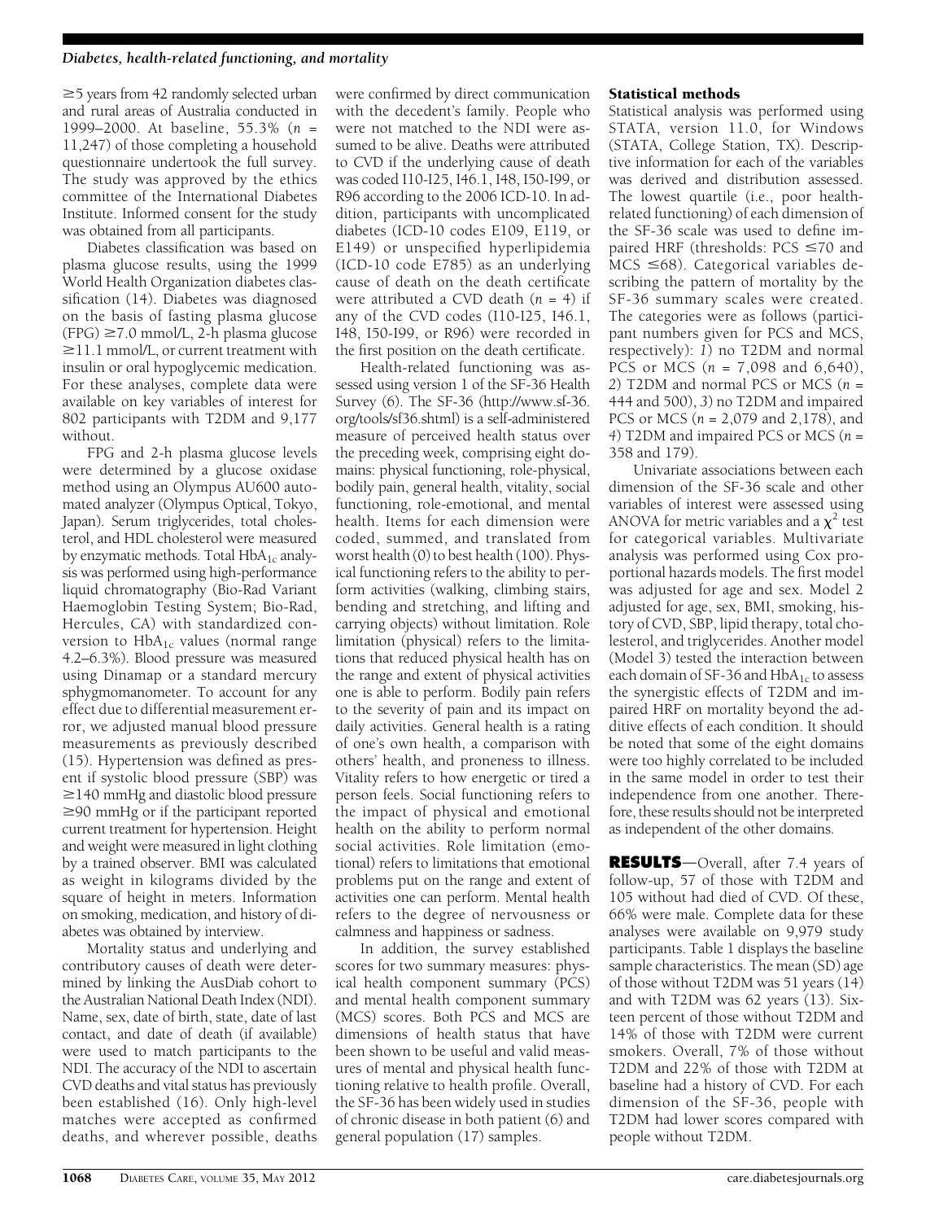≥5 years from 42 randomly selected urban and rural areas of Australia conducted in 1999–2000. At baseline, 55.3% (*n* = 11,247) of those completing a household questionnaire undertook the full survey. The study was approved by the ethics committee of the International Diabetes Institute. Informed consent for the study was obtained from all participants.

Diabetes classification was based on plasma glucose results, using the 1999 World Health Organization diabetes classification (14). Diabetes was diagnosed on the basis of fasting plasma glucose (FPG) ≥7.0 mmol/L, 2-h plasma glucose ≥11.1 mmol/L, or current treatment with insulin or oral hypoglycemic medication. For these analyses, complete data were available on key variables of interest for 802 participants with T2DM and 9,177 without.

FPG and 2-h plasma glucose levels were determined by a glucose oxidase method using an Olympus AU600 automated analyzer (Olympus Optical, Tokyo, Japan). Serum triglycerides, total cholesterol, and HDL cholesterol were measured by enzymatic methods. Total $HbA_{1c}$ analysis was performed using high-performance liquid chromatography (Bio-Rad Variant Haemoglobin Testing System; Bio-Rad, Hercules, CA) with standardized conversion to $HbA_{1c}$ values (normal range 4.2–6.3%). Blood pressure was measured using Dinamap or a standard mercury sphygmomanometer. To account for any effect due to differential measurement error, we adjusted manual blood pressure measurements as previously described (15). Hypertension was defined as present if systolic blood pressure (SBP) was ≥140 mmHg and diastolic blood pressure ≥90 mmHg or if the participant reported current treatment for hypertension. Height and weight were measured in light clothing by a trained observer. BMI was calculated as weight in kilograms divided by the square of height in meters. Information on smoking, medication, and history of diabetes was obtained by interview.

Mortality status and underlying and contributory causes of death were determined by linking the AusDiab cohort to the Australian National Death Index (NDI). Name, sex, date of birth, state, date of last contact, and date of death (if available) were used to match participants to the NDI. The accuracy of the NDI to ascertain CVD deaths and vital status has previously been established (16). Only high-level matches were accepted as confirmed deaths, and wherever possible, deaths were confirmed by direct communication with the decedent's family. People who were not matched to the NDI were assumed to be alive. Deaths were attributed to CVD if the underlying cause of death was coded I10-I25, I46.1, I48, I50-I99, or R96 according to the 2006 ICD-10. In addition, participants with uncomplicated diabetes (ICD-10 codes E109, E119, or E149) or unspecified hyperlipidemia (ICD-10 code E785) as an underlying cause of death on the death certificate were attributed a CVD death (*n* = 4) if any of the CVD codes (I10-I25, I46.1, I48, I50-I99, or R96) were recorded in the first position on the death certificate.

Health-related functioning was assessed using version 1 of the SF-36 Health Survey (6). The SF-36 (http://www.sf-36.org/tools/sf36.shtml) is a self-administered measure of perceived health status over the preceding week, comprising eight domains: physical functioning, role-physical, bodily pain, general health, vitality, social functioning, role-emotional, and mental health. Items for each dimension were coded, summed, and translated from worst health (0) to best health (100). Physical functioning refers to the ability to perform activities (walking, climbing stairs, bending and stretching, and lifting and carrying objects) without limitation. Role limitation (physical) refers to the limitations that reduced physical health has on the range and extent of physical activities one is able to perform. Bodily pain refers to the severity of pain and its impact on daily activities. General health is a rating of one's own health, a comparison with others' health, and proneness to illness. Vitality refers to how energetic or tired a person feels. Social functioning refers to the impact of physical and emotional health on the ability to perform normal social activities. Role limitation (emotional) refers to limitations that emotional problems put on the range and extent of activities one can perform. Mental health refers to the degree of nervousness or calmness and happiness or sadness.

In addition, the survey established scores for two summary measures: physical health component summary (PCS) and mental health component summary (MCS) scores. Both PCS and MCS are dimensions of health status that have been shown to be useful and valid measures of mental and physical health functioning relative to health profile. Overall, the SF-36 has been widely used in studies of chronic disease in both patient (6) and general population (17) samples.

### Statistical methods

Statistical analysis was performed using STATA, version 11.0, for Windows (STATA, College Station, TX). Descriptive information for each of the variables was derived and distribution assessed. The lowest quartile (i.e., poor health-related functioning) of each dimension of the SF-36 scale was used to define impaired HRF (thresholds: PCS ≤70 and MCS ≤68). Categorical variables describing the pattern of mortality by the SF-36 summary scales were created. The categories were as follows (participant numbers given for PCS and MCS, respectively): *1*) no T2DM and normal PCS or MCS (*n* = 7,098 and 6,640), *2*) T2DM and normal PCS or MCS (*n* = 444 and 500), *3*) no T2DM and impaired PCS or MCS (*n* = 2,079 and 2,178), and *4*) T2DM and impaired PCS or MCS (*n* = 358 and 179).

Univariate associations between each dimension of the SF-36 scale and other variables of interest were assessed using ANOVA for metric variables and a $\chi^2$ test for categorical variables. Multivariate analysis was performed using Cox proportional hazards models. The first model was adjusted for age and sex. Model 2 adjusted for age, sex, BMI, smoking, history of CVD, SBP, lipid therapy, total cholesterol, and triglycerides. Another model (Model 3) tested the interaction between each domain of SF-36 and $HbA_{1c}$ to assess the synergistic effects of T2DM and impaired HRF on mortality beyond the additive effects of each condition. It should be noted that some of the eight domains were too highly correlated to be included in the same model in order to test their independence from one another. Therefore, these results should not be interpreted as independent of the other domains.

## RESULTS

Overall, after 7.4 years of follow-up, 57 of those with T2DM and 105 without had died of CVD. Of these, 66% were male. Complete data for these analyses were available on 9,979 study participants. Table 1 displays the baseline sample characteristics. The mean (SD) age of those without T2DM was 51 years (14) and with T2DM was 62 years (13). Sixteen percent of those without T2DM and 14% of those with T2DM were current smokers. Overall, 7% of those without T2DM and 22% of those with T2DM at baseline had a history of CVD. For each dimension of the SF-36, people with T2DM had lower scores compared with people without T2DM.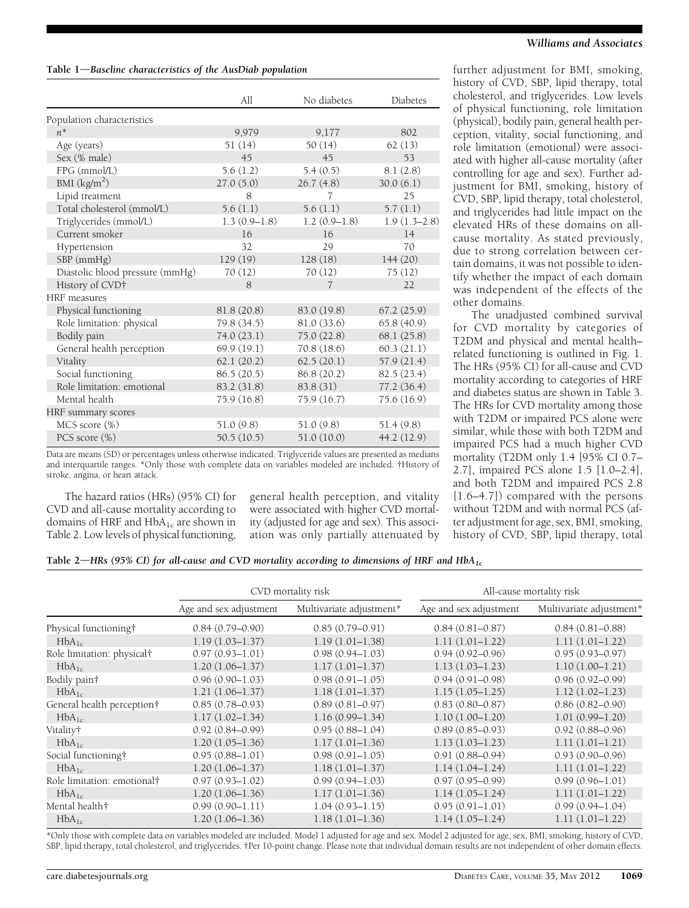**Table 1—Baseline characteristics of the AusDiab population**

| | All | No diabetes | Diabetes |
|---|---|---|---|
| Population characteristics | | | |
| $n$* | 9,979 | 9,177 | 802 |
| Age (years) | 51 (14) | 50 (14) | 62 (13) |
| Sex (% male) | 45 | 45 | 53 |
| FPG (mmol/L) | 5.6 (1.2) | 5.4 (0.5) | 8.1 (2.8) |
| BMI (kg/m$^2$) | 27.0 (5.0) | 26.7 (4.8) | 30.0 (6.1) |
| Lipid treatment | 8 | 7 | 25 |
| Total cholesterol (mmol/L) | 5.6 (1.1) | 5.6 (1.1) | 5.7 (1.1) |
| Triglycerides (mmol/L) | 1.3 (0.9–1.8) | 1.2 (0.9–1.8) | 1.9 (1.3–2.8) |
| Current smoker | 16 | 16 | 14 |
| Hypertension | 32 | 29 | 70 |
| SBP (mmHg) | 129 (19) | 128 (18) | 144 (20) |
| Diastolic blood pressure (mmHg) | 70 (12) | 70 (12) | 75 (12) |
| History of CVD† | 8 | 7 | 22 |
| HRF measures | | | |
| Physical functioning | 81.8 (20.8) | 83.0 (19.8) | 67.2 (25.9) |
| Role limitation: physical | 79.8 (34.5) | 81.0 (33.6) | 65.8 (40.9) |
| Bodily pain | 74.0 (23.1) | 75.0 (22.8) | 68.1 (25.8) |
| General health perception | 69.9 (19.1) | 70.8 (18.6) | 60.3 (21.1) |
| Vitality | 62.1 (20.2) | 62.5 (20.1) | 57.9 (21.4) |
| Social functioning | 86.5 (20.5) | 86.8 (20.2) | 82.5 (23.4) |
| Role limitation: emotional | 83.2 (31.8) | 83.8 (31) | 77.2 (36.4) |
| Mental health | 75.9 (16.8) | 75.9 (16.7) | 75.6 (16.9) |
| HRF summary scores | | | |
| MCS score (%) | 51.0 (9.8) | 51.0 (9.8) | 51.4 (9.8) |
| PCS score (%) | 50.5 (10.5) | 51.0 (10.0) | 44.2 (12.9) |

Data are means (SD) or percentages unless otherwise indicated. Triglyceride values are presented as medians and interquartile ranges. *Only those with complete data on variables modeled are included. †History of stroke, angina, or heart attack.

The hazard ratios (HRs) (95% CI) for CVD and all-cause mortality according to domains of HRF and $HbA_{1c}$ are shown in Table 2. Low levels of physical functioning, general health perception, and vitality were associated with higher CVD mortality (adjusted for age and sex). This association was only partially attenuated by further adjustment for BMI, smoking, history of CVD, SBP, lipid therapy, total cholesterol, and triglycerides. Low levels of physical functioning, role limitation (physical), bodily pain, general health perception, vitality, social functioning, and role limitation (emotional) were associated with higher all-cause mortality (after controlling for age and sex). Further adjustment for BMI, smoking, history of CVD, SBP, lipid therapy, total cholesterol, and triglycerides had little impact on the elevated HRs of these domains on all-cause mortality. As stated previously, due to strong correlation between certain domains, it was not possible to identify whether the impact of each domain was independent of the effects of the other domains.

The unadjusted combined survival for CVD mortality by categories of T2DM and physical and mental health–related functioning is outlined in Fig. 1. The HRs (95% CI) for all-cause and CVD mortality according to categories of HRF and diabetes status are shown in Table 3. The HRs for CVD mortality among those with T2DM or impaired PCS alone were similar, while those with both T2DM and impaired PCS had a much higher CVD mortality (T2DM only 1.4 [95% CI 0.7–2.7], impaired PCS alone 1.5 [1.0–2.4], and both T2DM and impaired PCS 2.8 [1.6–4.7]) compared with the persons without T2DM and with normal PCS (after adjustment for age, sex, BMI, smoking, history of CVD, SBP, lipid therapy, total

**Table 2—HRs (95% CI) for all-cause and CVD mortality according to dimensions of HRF and $HbA_{1c}$**

| | CVD mortality risk | | All-cause mortality risk | |
|---|---|---|---|---|
| | Age and sex adjustment | Multivariate adjustment* | Age and sex adjustment | Multivariate adjustment* |
| Physical functioning† | 0.84 (0.79–0.90) | 0.85 (0.79–0.91) | 0.84 (0.81–0.87) | 0.84 (0.81–0.88) |
| $HbA_{1c}$ | 1.19 (1.03–1.37) | 1.19 (1.01–1.38) | 1.11 (1.01–1.22) | 1.11 (1.01–1.22) |
| Role limitation: physical† | 0.97 (0.93–1.01) | 0.98 (0.94–1.03) | 0.94 (0.92–0.96) | 0.95 (0.93–0.97) |
| $HbA_{1c}$ | 1.20 (1.06–1.37) | 1.17 (1.01–1.37) | 1.13 (1.03–1.23) | 1.10 (1.00–1.21) |
| Bodily pain† | 0.96 (0.90–1.03) | 0.98 (0.91–1.05) | 0.94 (0.91–0.98) | 0.96 (0.92–0.99) |
| $HbA_{1c}$ | 1.21 (1.06–1.37) | 1.18 (1.01–1.37) | 1.15 (1.05–1.25) | 1.12 (1.02–1.23) |
| General health perception† | 0.85 (0.78–0.93) | 0.89 (0.81–0.97) | 0.83 (0.80–0.87) | 0.86 (0.82–0.90) |
| $HbA_{1c}$ | 1.17 (1.02–1.34) | 1.16 (0.99–1.34) | 1.10 (1.00–1.20) | 1.01 (0.99–1.20) |
| Vitality† | 0.92 (0.84–0.99) | 0.95 (0.88–1.04) | 0.89 (0.85–0.93) | 0.92 (0.88–0.96) |
| $HbA_{1c}$ | 1.20 (1.05–1.36) | 1.17 (1.01–1.36) | 1.13 (1.03–1.23) | 1.11 (1.01–1.21) |
| Social functioning† | 0.95 (0.88–1.01) | 0.98 (0.91–1.05) | 0.91 (0.88–0.94) | 0.93 (0.90–0.96) |
| $HbA_{1c}$ | 1.20 (1.06–1.37) | 1.18 (1.01–1.37) | 1.14 (1.04–1.24) | 1.11 (1.01–1.22) |
| Role limitation: emotional† | 0.97 (0.93–1.02) | 0.99 (0.94–1.03) | 0.97 (0.95–0.99) | 0.99 (0.96–1.01) |
| $HbA_{1c}$ | 1.20 (1.06–1.36) | 1.17 (1.01–1.36) | 1.14 (1.05–1.24) | 1.11 (1.01–1.22) |
| Mental health† | 0.99 (0.90–1.11) | 1.04 (0.93–1.15) | 0.95 (0.91–1.01) | 0.99 (0.94–1.04) |
| $HbA_{1c}$ | 1.20 (1.06–1.36) | 1.18 (1.01–1.36) | 1.14 (1.05–1.24) | 1.11 (1.01–1.22) |

*Only those with complete data on variables modeled are included. Model 1 adjusted for age and sex. Model 2 adjusted for age, sex, BMI, smoking, history of CVD, SBP, lipid therapy, total cholesterol, and triglycerides. †Per 10-point change. Please note that individual domain results are not independent of other domain effects.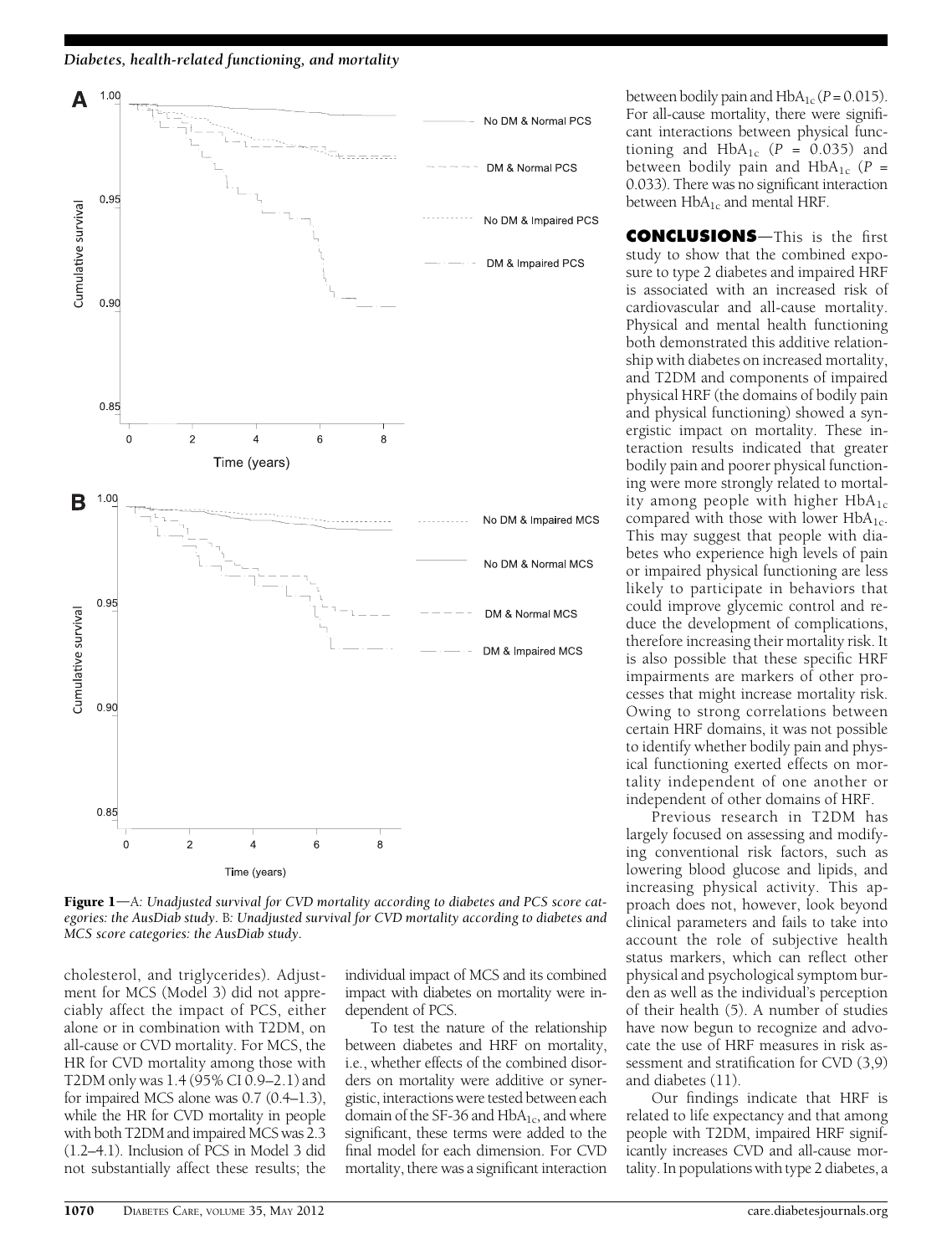**Figure 1**—A: *Unadjusted survival for CVD mortality according to diabetes and PCS score categories: the AusDiab study*. B: *Unadjusted survival for CVD mortality according to diabetes and MCS score categories: the AusDiab study*.

cholesterol, and triglycerides). Adjustment for MCS (Model 3) did not appreciably affect the impact of PCS, either alone or in combination with T2DM, on all-cause or CVD mortality. For MCS, the HR for CVD mortality among those with T2DM only was 1.4 (95% CI 0.9–2.1) and for impaired MCS alone was 0.7 (0.4–1.3), while the HR for CVD mortality in people with both T2DM and impaired MCS was 2.3 (1.2–4.1). Inclusion of PCS in Model 3 did not substantially affect these results; the individual impact of MCS and its combined impact with diabetes on mortality were independent of PCS.

To test the nature of the relationship between diabetes and HRF on mortality, i.e., whether effects of the combined disorders on mortality were additive or synergistic, interactions were tested between each domain of the SF-36 and $HbA_{1c}$, and where significant, these terms were added to the final model for each dimension. For CVD mortality, there was a significant interaction between bodily pain and $HbA_{1c}$ ($P = 0.015$). For all-cause mortality, there were significant interactions between physical functioning and $HbA_{1c}$ ($P = 0.035$) and between bodily pain and $HbA_{1c}$ ($P = 0.033$). There was no significant interaction between $HbA_{1c}$ and mental HRF.

## CONCLUSIONS

This is the first study to show that the combined exposure to type 2 diabetes and impaired HRF is associated with an increased risk of cardiovascular and all-cause mortality. Physical and mental health functioning both demonstrated this additive relationship with diabetes on increased mortality, and T2DM and components of impaired physical HRF (the domains of bodily pain and physical functioning) showed a synergistic impact on mortality. These interaction results indicated that greater bodily pain and poorer physical functioning were more strongly related to mortality among people with higher $HbA_{1c}$ compared with those with lower $HbA_{1c}$. This may suggest that people with diabetes who experience high levels of pain or impaired physical functioning are less likely to participate in behaviors that could improve glycemic control and reduce the development of complications, therefore increasing their mortality risk. It is also possible that these specific HRF impairments are markers of other processes that might increase mortality risk. Owing to strong correlations between certain HRF domains, it was not possible to identify whether bodily pain and physical functioning exerted effects on mortality independent of one another or independent of other domains of HRF.

Previous research in T2DM has largely focused on assessing and modifying conventional risk factors, such as lowering blood glucose and lipids, and increasing physical activity. This approach does not, however, look beyond clinical parameters and fails to take into account the role of subjective health status markers, which can reflect other physical and psychological symptom burden as well as the individual's perception of their health (5). A number of studies have now begun to recognize and advocate the use of HRF measures in risk assessment and stratification for CVD (3,9) and diabetes (11).

Our findings indicate that HRF is related to life expectancy and that among people with T2DM, impaired HRF significantly increases CVD and all-cause mortality. In populations with type 2 diabetes, a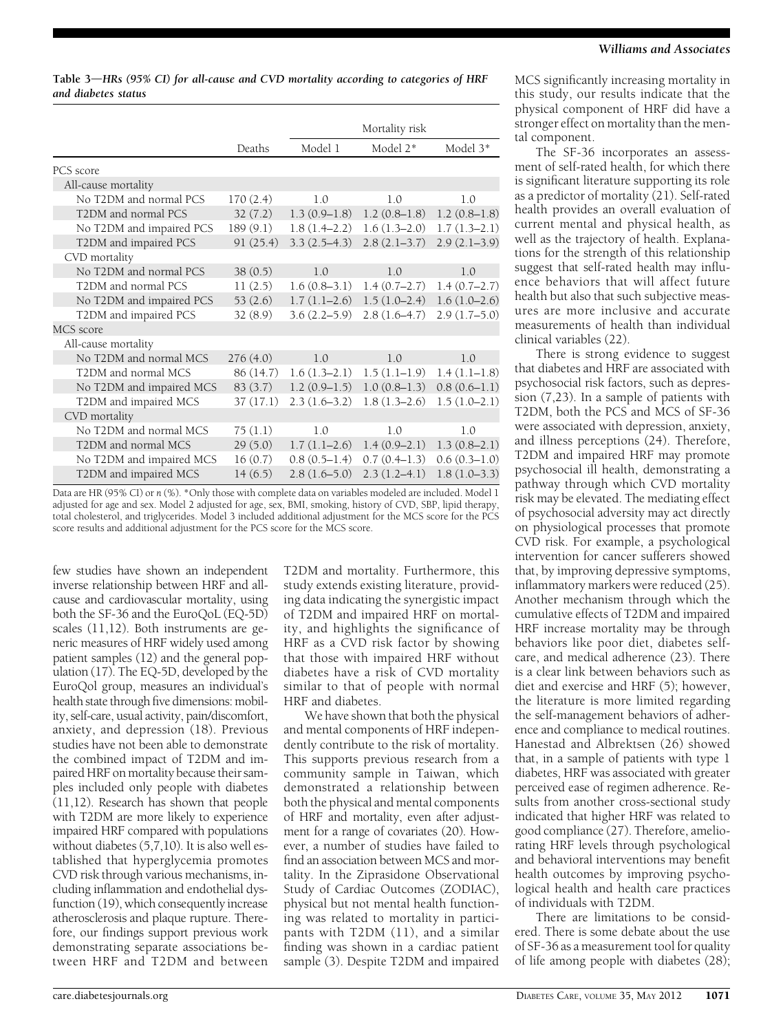**Table 3—HRs (95% CI) for all-cause and CVD mortality according to categories of HRF and diabetes status**

| | Deaths | Mortality risk | | |
|---|---|---|---|---|
| | | Model 1 | Model 2* | Model 3* |
| PCS score | | | | |
| All-cause mortality | | | | |
| No T2DM and normal PCS | 170 (2.4) | 1.0 | 1.0 | 1.0 |
| T2DM and normal PCS | 32 (7.2) | 1.3 (0.9–1.8) | 1.2 (0.8–1.8) | 1.2 (0.8–1.8) |
| No T2DM and impaired PCS | 189 (9.1) | 1.8 (1.4–2.2) | 1.6 (1.3–2.0) | 1.7 (1.3–2.1) |
| T2DM and impaired PCS | 91 (25.4) | 3.3 (2.5–4.3) | 2.8 (2.1–3.7) | 2.9 (2.1–3.9) |
| CVD mortality | | | | |
| No T2DM and normal PCS | 38 (0.5) | 1.0 | 1.0 | 1.0 |
| T2DM and normal PCS | 11 (2.5) | 1.6 (0.8–3.1) | 1.4 (0.7–2.7) | 1.4 (0.7–2.7) |
| No T2DM and impaired PCS | 53 (2.6) | 1.7 (1.1–2.6) | 1.5 (1.0–2.4) | 1.6 (1.0–2.6) |
| T2DM and impaired PCS | 32 (8.9) | 3.6 (2.2–5.9) | 2.8 (1.6–4.7) | 2.9 (1.7–5.0) |
| MCS score | | | | |
| All-cause mortality | | | | |
| No T2DM and normal MCS | 276 (4.0) | 1.0 | 1.0 | 1.0 |
| T2DM and normal MCS | 86 (14.7) | 1.6 (1.3–2.1) | 1.5 (1.1–1.9) | 1.4 (1.1–1.8) |
| No T2DM and impaired MCS | 83 (3.7) | 1.2 (0.9–1.5) | 1.0 (0.8–1.3) | 0.8 (0.6–1.1) |
| T2DM and impaired MCS | 37 (17.1) | 2.3 (1.6–3.2) | 1.8 (1.3–2.6) | 1.5 (1.0–2.1) |
| CVD mortality | | | | |
| No T2DM and normal MCS | 75 (1.1) | 1.0 | 1.0 | 1.0 |
| T2DM and normal MCS | 29 (5.0) | 1.7 (1.1–2.6) | 1.4 (0.9–2.1) | 1.3 (0.8–2.1) |
| No T2DM and impaired MCS | 16 (0.7) | 0.8 (0.5–1.4) | 0.7 (0.4–1.3) | 0.6 (0.3–1.0) |
| T2DM and impaired MCS | 14 (6.5) | 2.8 (1.6–5.0) | 2.3 (1.2–4.1) | 1.8 (1.0–3.3) |

Data are HR (95% CI) or *n* (%). *Only those with complete data on variables modeled are included. Model 1 adjusted for age and sex. Model 2 adjusted for age, sex, BMI, smoking, history of CVD, SBP, lipid therapy, total cholesterol, and triglycerides. Model 3 included additional adjustment for the MCS score for the PCS score results and additional adjustment for the PCS score for the MCS score.

few studies have shown an independent inverse relationship between HRF and all-cause and cardiovascular mortality, using both the SF-36 and the EuroQoL (EQ-5D) scales (11,12). Both instruments are generic measures of HRF widely used among patient samples (12) and the general population (17). The EQ-5D, developed by the EuroQol group, measures an individual's health state through five dimensions: mobility, self-care, usual activity, pain/discomfort, anxiety, and depression (18). Previous studies have not been able to demonstrate the combined impact of T2DM and impaired HRF on mortality because their samples included only people with diabetes (11,12). Research has shown that people with T2DM are more likely to experience impaired HRF compared with populations without diabetes (5,7,10). It is also well established that hyperglycemia promotes CVD risk through various mechanisms, including inflammation and endothelial dysfunction (19), which consequently increase atherosclerosis and plaque rupture. Therefore, our findings support previous work demonstrating separate associations between HRF and T2DM and between T2DM and mortality. Furthermore, this study extends existing literature, providing data indicating the synergistic impact of T2DM and impaired HRF on mortality, and highlights the significance of HRF as a CVD risk factor by showing that those with impaired HRF without diabetes have a risk of CVD mortality similar to that of people with normal HRF and diabetes.

We have shown that both the physical and mental components of HRF independently contribute to the risk of mortality. This supports previous research from a community sample in Taiwan, which demonstrated a relationship between both the physical and mental components of HRF and mortality, even after adjustment for a range of covariates (20). However, a number of studies have failed to find an association between MCS and mortality. In the Ziprasidone Observational Study of Cardiac Outcomes (ZODIAC), physical but not mental health functioning was related to mortality in participants with T2DM (11), and a similar finding was shown in a cardiac patient sample (3). Despite T2DM and impaired MCS significantly increasing mortality in this study, our results indicate that the physical component of HRF did have a stronger effect on mortality than the mental component.

The SF-36 incorporates an assessment of self-rated health, for which there is significant literature supporting its role as a predictor of mortality (21). Self-rated health provides an overall evaluation of current mental and physical health, as well as the trajectory of health. Explanations for the strength of this relationship suggest that self-rated health may influence behaviors that will affect future health but also that such subjective measures are more inclusive and accurate measurements of health than individual clinical variables (22).

There is strong evidence to suggest that diabetes and HRF are associated with psychosocial risk factors, such as depression (7,23). In a sample of patients with T2DM, both the PCS and MCS of SF-36 were associated with depression, anxiety, and illness perceptions (24). Therefore, T2DM and impaired HRF may promote psychosocial ill health, demonstrating a pathway through which CVD mortality risk may be elevated. The mediating effect of psychosocial adversity may act directly on physiological processes that promote CVD risk. For example, a psychological intervention for cancer sufferers showed that, by improving depressive symptoms, inflammatory markers were reduced (25). Another mechanism through which the cumulative effects of T2DM and impaired HRF increase mortality may be through behaviors like poor diet, diabetes self-care, and medical adherence (23). There is a clear link between behaviors such as diet and exercise and HRF (5); however, the literature is more limited regarding the self-management behaviors of adherence and compliance to medical routines. Hanestad and Albrektsen (26) showed that, in a sample of patients with type 1 diabetes, HRF was associated with greater perceived ease of regimen adherence. Results from another cross-sectional study indicated that higher HRF was related to good compliance (27). Therefore, ameliorating HRF levels through psychological and behavioral interventions may benefit health outcomes by improving psychological health and health care practices of individuals with T2DM.

There are limitations to be considered. There is some debate about the use of SF-36 as a measurement tool for quality of life among people with diabetes (28);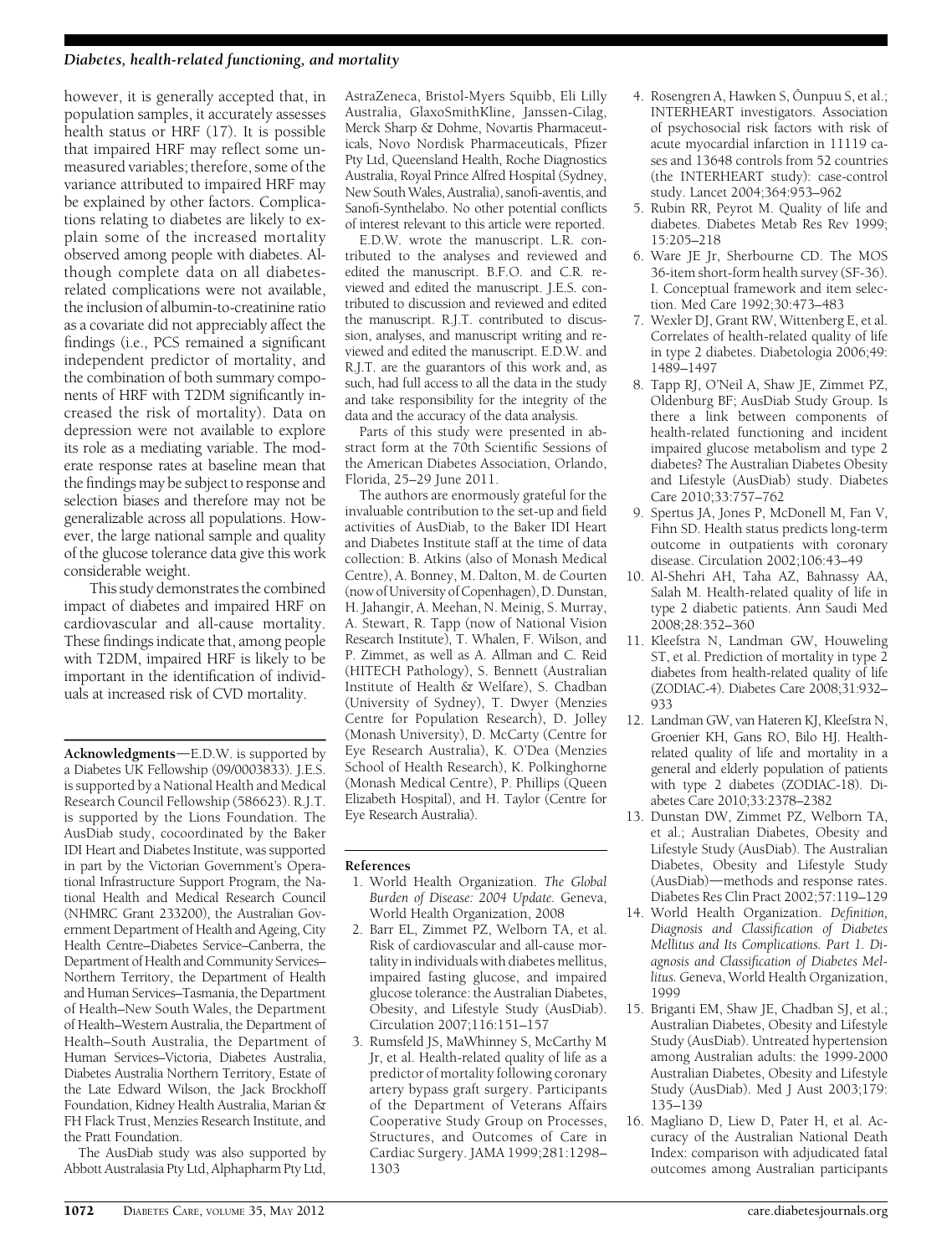however, it is generally accepted that, in population samples, it accurately assesses health status or HRF (17). It is possible that impaired HRF may reflect some unmeasured variables; therefore, some of the variance attributed to impaired HRF may be explained by other factors. Complications relating to diabetes are likely to explain some of the increased mortality observed among people with diabetes. Although complete data on all diabetes-related complications were not available, the inclusion of albumin-to-creatinine ratio as a covariate did not appreciably affect the findings (i.e., PCS remained a significant independent predictor of mortality, and the combination of both summary components of HRF with T2DM significantly increased the risk of mortality). Data on depression were not available to explore its role as a mediating variable. The moderate response rates at baseline mean that the findings may be subject to response and selection biases and therefore may not be generalizable across all populations. However, the large national sample and quality of the glucose tolerance data give this work considerable weight.

This study demonstrates the combined impact of diabetes and impaired HRF on cardiovascular and all-cause mortality. These findings indicate that, among people with T2DM, impaired HRF is likely to be important in the identification of individuals at increased risk of CVD mortality.

**Acknowledgments**—E.D.W. is supported by a Diabetes UK Fellowship (09/0003833). J.E.S. is supported by a National Health and Medical Research Council Fellowship (586623). R.J.T. is supported by the Lions Foundation. The AusDiab study, cocoordinated by the Baker IDI Heart and Diabetes Institute, was supported in part by the Victorian Government's Operational Infrastructure Support Program, the National Health and Medical Research Council (NHMRC Grant 233200), the Australian Government Department of Health and Ageing, City Health Centre–Diabetes Service–Canberra, the Department of Health and Community Services–Northern Territory, the Department of Health and Human Services–Tasmania, the Department of Health–New South Wales, the Department of Health–Western Australia, the Department of Health–South Australia, the Department of Human Services–Victoria, Diabetes Australia, Diabetes Australia Northern Territory, Estate of the Late Edward Wilson, the Jack Brockhoff Foundation, Kidney Health Australia, Marian & FH Flack Trust, Menzies Research Institute, and the Pratt Foundation.

The AusDiab study was also supported by Abbott Australasia Pty Ltd, Alphapharm Pty Ltd, AstraZeneca, Bristol-Myers Squibb, Eli Lilly Australia, GlaxoSmithKline, Janssen-Cilag, Merck Sharp & Dohme, Novartis Pharmaceuticals, Novo Nordisk Pharmaceuticals, Pfizer Pty Ltd, Queensland Health, Roche Diagnostics Australia, Royal Prince Alfred Hospital (Sydney, New South Wales, Australia), sanofi-aventis, and Sanofi-Synthelabo. No other potential conflicts of interest relevant to this article were reported.

E.D.W. wrote the manuscript. L.R. contributed to the analyses and reviewed and edited the manuscript. B.F.O. and C.R. reviewed and edited the manuscript. J.E.S. contributed to discussion and reviewed and edited the manuscript. R.J.T. contributed to discussion, analyses, and manuscript writing and reviewed and edited the manuscript. E.D.W. and R.J.T. are the guarantors of this work and, as such, had full access to all the data in the study and take responsibility for the integrity of the data and the accuracy of the data analysis.

Parts of this study were presented in abstract form at the 70th Scientific Sessions of the American Diabetes Association, Orlando, Florida, 25–29 June 2011.

The authors are enormously grateful for the invaluable contribution to the set-up and field activities of AusDiab, to the Baker IDI Heart and Diabetes Institute staff at the time of data collection: B. Atkins (also of Monash Medical Centre), A. Bonney, M. Dalton, M. de Courten (now of University of Copenhagen), D. Dunstan, H. Jahangir, A. Meehan, N. Meinig, S. Murray, A. Stewart, R. Tapp (now of National Vision Research Institute), T. Whalen, F. Wilson, and P. Zimmet, as well as A. Allman and C. Reid (HITECH Pathology), S. Bennett (Australian Institute of Health & Welfare), S. Chadban (University of Sydney), T. Dwyer (Menzies Centre for Population Research), D. Jolley (Monash University), D. McCarty (Centre for Eye Research Australia), K. O'Dea (Menzies School of Health Research), K. Polkinghorne (Monash Medical Centre), P. Phillips (Queen Elizabeth Hospital), and H. Taylor (Centre for Eye Research Australia).

## References

1. World Health Organization. *The Global Burden of Disease: 2004 Update*. Geneva, World Health Organization, 2008
2. Barr EL, Zimmet PZ, Welborn TA, et al. Risk of cardiovascular and all-cause mortality in individuals with diabetes mellitus, impaired fasting glucose, and impaired glucose tolerance: the Australian Diabetes, Obesity, and Lifestyle Study (AusDiab). Circulation 2007;116:151–157
3. Rumsfeld JS, MaWhinney S, McCarthy M Jr, et al. Health-related quality of life as a predictor of mortality following coronary artery bypass graft surgery. Participants of the Department of Veterans Affairs Cooperative Study Group on Processes, Structures, and Outcomes of Care in Cardiac Surgery. JAMA 1999;281:1298–1303
4. Rosengren A, Hawken S, Ôunpuu S, et al.; INTERHEART investigators. Association of psychosocial risk factors with risk of acute myocardial infarction in 11119 cases and 13648 controls from 52 countries (the INTERHEART study): case-control study. Lancet 2004;364:953–962
5. Rubin RR, Peyrot M. Quality of life and diabetes. Diabetes Metab Res Rev 1999; 15:205–218
6. Ware JE Jr, Sherbourne CD. The MOS 36-item short-form health survey (SF-36). I. Conceptual framework and item selection. Med Care 1992;30:473–483
7. Wexler DJ, Grant RW, Wittenberg E, et al. Correlates of health-related quality of life in type 2 diabetes. Diabetologia 2006;49: 1489–1497
8. Tapp RJ, O'Neil A, Shaw JE, Zimmet PZ, Oldenburg BF; AusDiab Study Group. Is there a link between components of health-related functioning and incident impaired glucose metabolism and type 2 diabetes? The Australian Diabetes Obesity and Lifestyle (AusDiab) study. Diabetes Care 2010;33:757–762
9. Spertus JA, Jones P, McDonell M, Fan V, Fihn SD. Health status predicts long-term outcome in outpatients with coronary disease. Circulation 2002;106:43–49
10. Al-Shehri AH, Taha AZ, Bahnassy AA, Salah M. Health-related quality of life in type 2 diabetic patients. Ann Saudi Med 2008;28:352–360
11. Kleefstra N, Landman GW, Houweling ST, et al. Prediction of mortality in type 2 diabetes from health-related quality of life (ZODIAC-4). Diabetes Care 2008;31:932–933
12. Landman GW, van Hateren KJ, Kleefstra N, Groenier KH, Gans RO, Bilo HJ. Health-related quality of life and mortality in a general and elderly population of patients with type 2 diabetes (ZODIAC-18). Diabetes Care 2010;33:2378–2382
13. Dunstan DW, Zimmet PZ, Welborn TA, et al.; Australian Diabetes, Obesity and Lifestyle Study (AusDiab). The Australian Diabetes, Obesity and Lifestyle Study (AusDiab)—methods and response rates. Diabetes Res Clin Pract 2002;57:119–129
14. World Health Organization. *Definition, Diagnosis and Classification of Diabetes Mellitus and Its Complications. Part 1. Diagnosis and Classification of Diabetes Mellitus*. Geneva, World Health Organization, 1999
15. Briganti EM, Shaw JE, Chadban SJ, et al.; Australian Diabetes, Obesity and Lifestyle Study (AusDiab). Untreated hypertension among Australian adults: the 1999-2000 Australian Diabetes, Obesity and Lifestyle Study (AusDiab). Med J Aust 2003;179: 135–139
16. Magliano D, Liew D, Pater H, et al. Accuracy of the Australian National Death Index: comparison with adjudicated fatal outcomes among Australian participants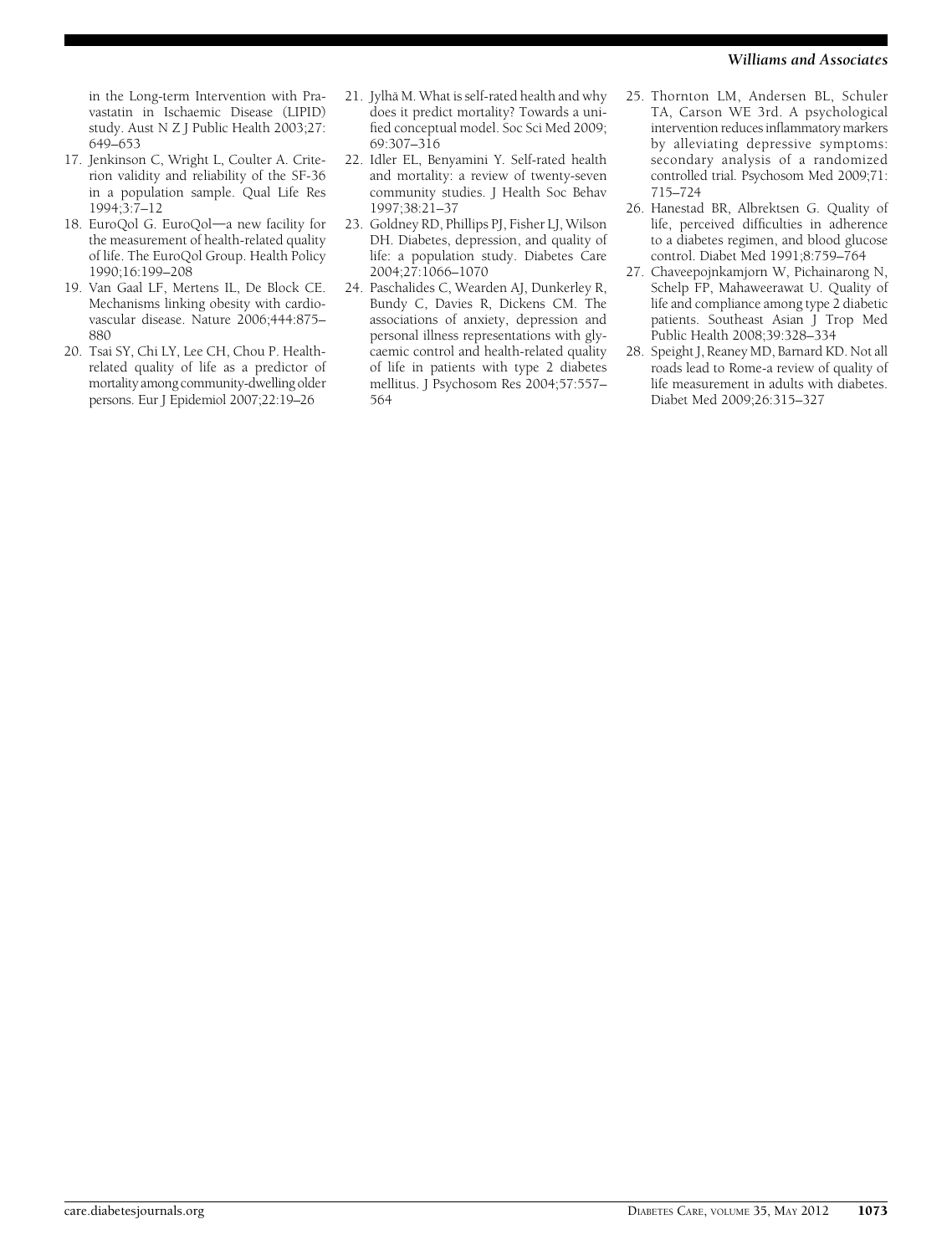in the Long-term Intervention with Pravastatin in Ischaemic Disease (LIPID) study. Aust N Z J Public Health 2003;27:649–653

17. Jenkinson C, Wright L, Coulter A. Criterion validity and reliability of the SF-36 in a population sample. Qual Life Res 1994;3:7–12
18. EuroQol G. EuroQol—a new facility for the measurement of health-related quality of life. The EuroQol Group. Health Policy 1990;16:199–208
19. Van Gaal LF, Mertens IL, De Block CE. Mechanisms linking obesity with cardiovascular disease. Nature 2006;444:875–880
20. Tsai SY, Chi LY, Lee CH, Chou P. Health-related quality of life as a predictor of mortality among community-dwelling older persons. Eur J Epidemiol 2007;22:19–26
21. Jylhä M. What is self-rated health and why does it predict mortality? Towards a unified conceptual model. Soc Sci Med 2009;69:307–316
22. Idler EL, Benyamini Y. Self-rated health and mortality: a review of twenty-seven community studies. J Health Soc Behav 1997;38:21–37
23. Goldney RD, Phillips PJ, Fisher LJ, Wilson DH. Diabetes, depression, and quality of life: a population study. Diabetes Care 2004;27:1066–1070
24. Paschalides C, Wearden AJ, Dunkerley R, Bundy C, Davies R, Dickens CM. The associations of anxiety, depression and personal illness representations with glycaemic control and health-related quality of life in patients with type 2 diabetes mellitus. J Psychosom Res 2004;57:557–564
25. Thornton LM, Andersen BL, Schuler TA, Carson WE 3rd. A psychological intervention reduces inflammatory markers by alleviating depressive symptoms: secondary analysis of a randomized controlled trial. Psychosom Med 2009;71:715–724
26. Hanestad BR, Albrektsen G. Quality of life, perceived difficulties in adherence to a diabetes regimen, and blood glucose control. Diabet Med 1991;8:759–764
27. Chaveepojnkamjorn W, Pichainarong N, Schelp FP, Mahaweerawat U. Quality of life and compliance among type 2 diabetic patients. Southeast Asian J Trop Med Public Health 2008;39:328–334
28. Speight J, Reaney MD, Barnard KD. Not all roads lead to Rome-a review of quality of life measurement in adults with diabetes. Diabet Med 2009;26:315–327